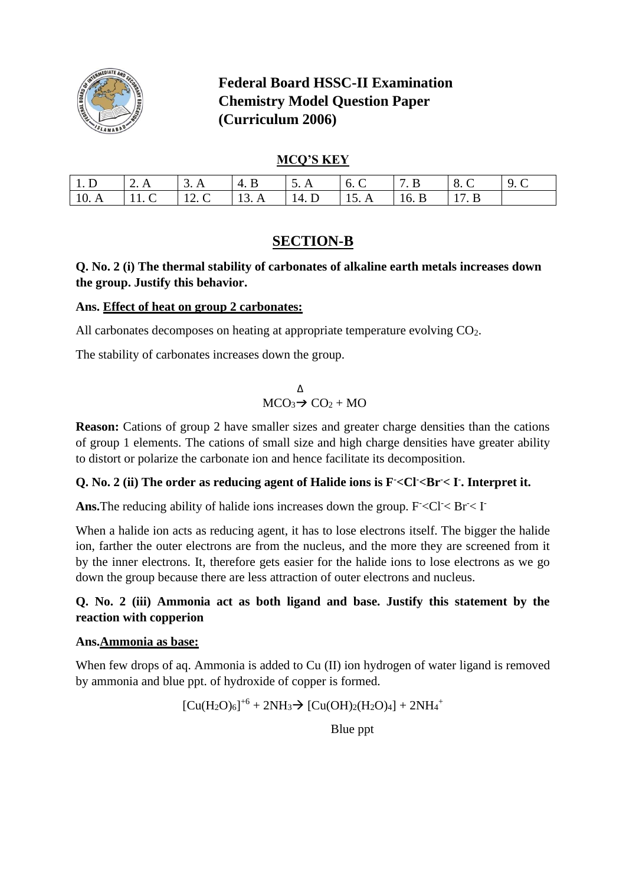# Federal Board HSSC-II Examination
# Chemistry Model Question Paper
# (Curriculum 2006)

**MCQ'S KEY**

| 1. D | 2. A | 3. A | 4. B | 5. A | 6. C | 7. B | 8. C | 9. C |
|---|---|---|---|---|---|---|---|---|
| 10. A | 11. C | 12. C | 13. A | 14. D | 15. A | 16. B | 17. B | |

## SECTION-B

**Q. No. 2 (i) The thermal stability of carbonates of alkaline earth metals increases down the group. Justify this behavior.**

**Ans. Effect of heat on group 2 carbonates:**

All carbonates decomposes on heating at appropriate temperature evolving $CO_2$.

The stability of carbonates increases down the group.

$$MCO_3 \xrightarrow{\Delta} CO_2 + MO$$

**Reason:** Cations of group 2 have smaller sizes and greater charge densities than the cations of group 1 elements. The cations of small size and high charge densities have greater ability to distort or polarize the carbonate ion and hence facilitate its decomposition.

**Q. No. 2 (ii) The order as reducing agent of Halide ions is $F^- < Cl^- < Br^- < I^-$. Interpret it.**

**Ans.** The reducing ability of halide ions increases down the group. $F^- < Cl^- < Br^- < I^-$

When a halide ion acts as reducing agent, it has to lose electrons itself. The bigger the halide ion, farther the outer electrons are from the nucleus, and the more they are screened from it by the inner electrons. It, therefore gets easier for the halide ions to lose electrons as we go down the group because there are less attraction of outer electrons and nucleus.

**Q. No. 2 (iii) Ammonia act as both ligand and base. Justify this statement by the reaction with copperion**

**Ans. Ammonia as base:**

When few drops of aq. Ammonia is added to Cu (II) ion hydrogen of water ligand is removed by ammonia and blue ppt. of hydroxide of copper is formed.

$$[Cu(H_2O)_6]^{+6} + 2NH_3 \rightarrow \underset{\text{Blue ppt}}{[Cu(OH)_2(H_2O)_4]} + 2NH_4^+$$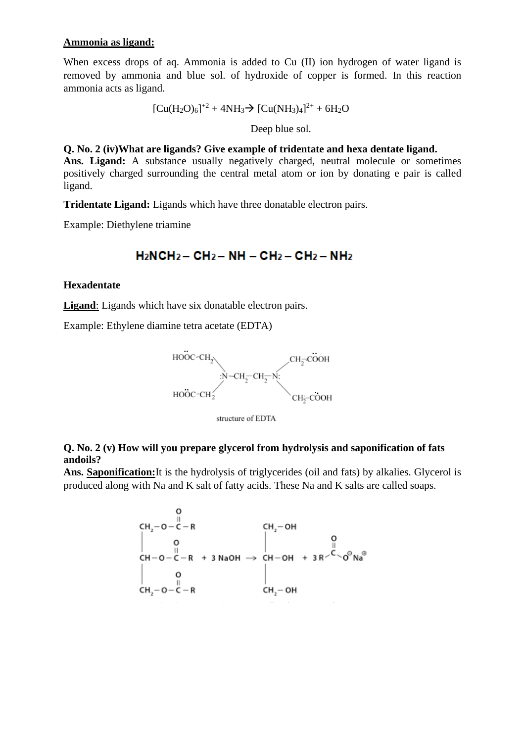**Ammonia as ligand:**

When excess drops of aq. Ammonia is added to Cu (II) ion hydrogen of water ligand is removed by ammonia and blue sol. of hydroxide of copper is formed. In this reaction ammonia acts as ligand.

$$[Cu(H_2O)_6]^{+2} + 4NH_3 \rightarrow [Cu(NH_3)_4]^{2+} + 6H_2O$$

Deep blue sol.

**Q. No. 2 (iv)What are ligands? Give example of tridentate and hexa dentate ligand.**

**Ans. Ligand:** A substance usually negatively charged, neutral molecule or sometimes positively charged surrounding the central metal atom or ion by donating e pair is called ligand.

**Tridentate Ligand:** Ligands which have three donatable electron pairs.

Example: Diethylene triamine

$$H_2NCH_2-CH_2-NH-CH_2-CH_2-NH_2$$

**Hexadentate**

**Ligand**: Ligands which have six donatable electron pairs.

Example: Ethylene diamine tetra acetate (EDTA)

$$(HOOC-CH_2)_2\ddot{N}-CH_2-CH_2-\ddot{N}(CH_2-COOH)_2$$

structure of EDTA

**Q. No. 2 (v) How will you prepare glycerol from hydrolysis and saponification of fats andoils?**

**Ans. Saponification:** It is the hydrolysis of triglycerides (oil and fats) by alkalies. Glycerol is produced along with Na and K salt of fatty acids. These Na and K salts are called soaps.

$$\begin{matrix} CH_2-O-\overset{O}{\overset{\|}{C}}-R \\ | \\ CH-O-\overset{O}{\overset{\|}{C}}-R \\ | \\ CH_2-O-\overset{O}{\overset{\|}{C}}-R \end{matrix} + 3NaOH \rightarrow \begin{matrix} CH_2-OH \\ | \\ CH-OH \\ | \\ CH_2-OH \end{matrix} + 3R-\overset{O}{\overset{\|}{C}}-O^{\ominus}Na^{\oplus}$$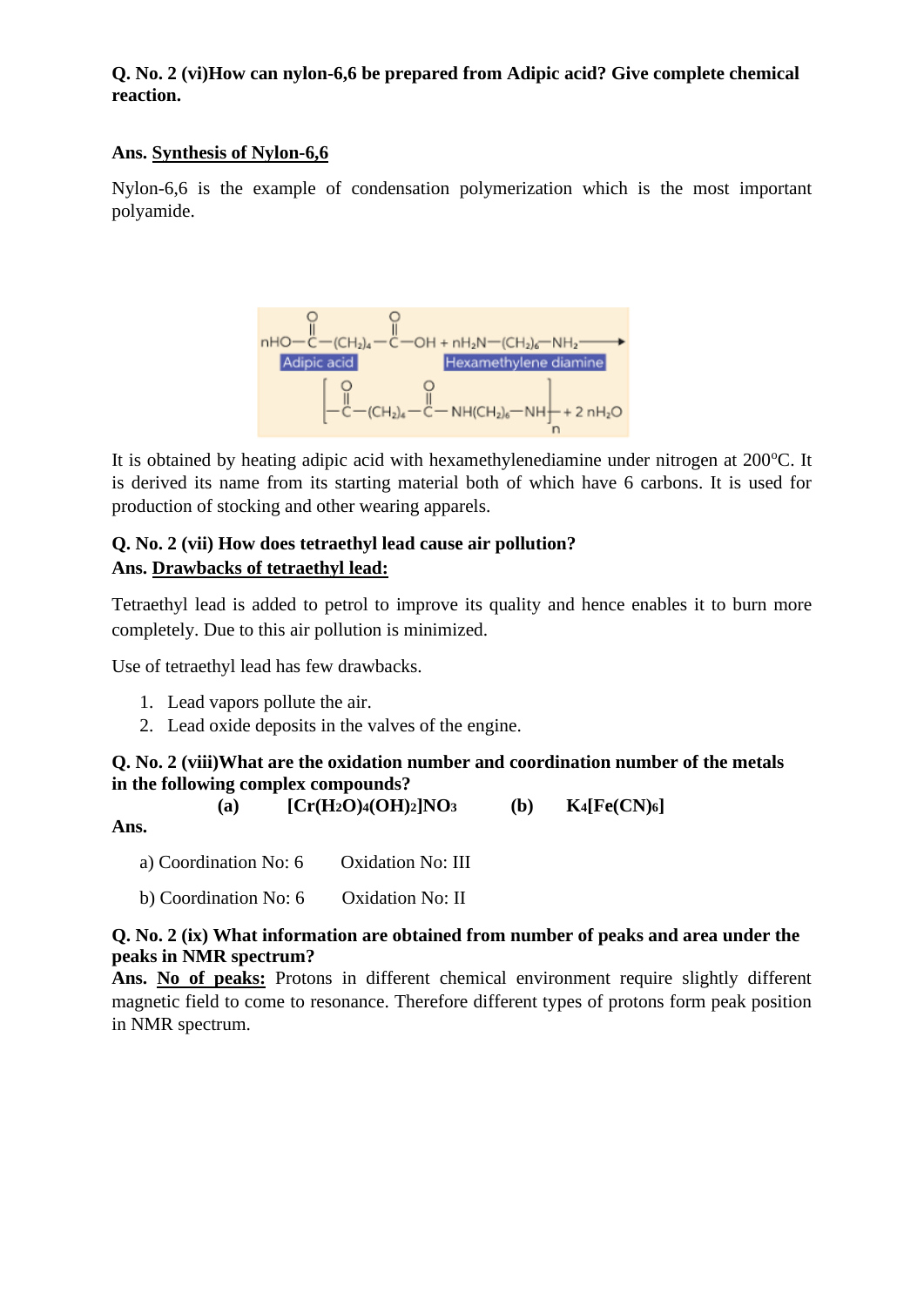**Q. No. 2 (vi)How can nylon-6,6 be prepared from Adipic acid? Give complete chemical reaction.**

**Ans.** **Synthesis of Nylon-6,6**

Nylon-6,6 is the example of condensation polymerization which is the most important polyamide.

$$nHO-\overset{O}{\overset{\|}{C}}-(CH_2)_4-\overset{O}{\overset{\|}{C}}-OH + nH_2N-(CH_2)_6-NH_2 \longrightarrow \left[-\overset{O}{\overset{\|}{C}}-(CH_2)_4-\overset{O}{\overset{\|}{C}}-NH(CH_2)_6-NH-\right]_n + 2nH_2O$$

Adipic acid &nbsp;&nbsp;&nbsp;&nbsp; Hexamethylene diamine

It is obtained by heating adipic acid with hexamethylenediamine under nitrogen at 200°C. It is derived its name from its starting material both of which have 6 carbons. It is used for production of stocking and other wearing apparels.

**Q. No. 2 (vii) How does tetraethyl lead cause air pollution?**
**Ans.** **Drawbacks of tetraethyl lead:**

Tetraethyl lead is added to petrol to improve its quality and hence enables it to burn more completely. Due to this air pollution is minimized.

Use of tetraethyl lead has few drawbacks.

1. Lead vapors pollute the air.
2. Lead oxide deposits in the valves of the engine.

**Q. No. 2 (viii)What are the oxidation number and coordination number of the metals in the following complex compounds?**

**(a)** $[Cr(H_2O)_4(OH)_2]NO_3$ &nbsp;&nbsp;&nbsp;&nbsp; **(b)** $K_4[Fe(CN)_6]$

**Ans.**

a) Coordination No: 6 &nbsp;&nbsp;&nbsp;&nbsp; Oxidation No: III

b) Coordination No: 6 &nbsp;&nbsp;&nbsp;&nbsp; Oxidation No: II

**Q. No. 2 (ix) What information are obtained from number of peaks and area under the peaks in NMR spectrum?**
**Ans.** **No of peaks:** Protons in different chemical environment require slightly different magnetic field to come to resonance. Therefore different types of protons form peak position in NMR spectrum.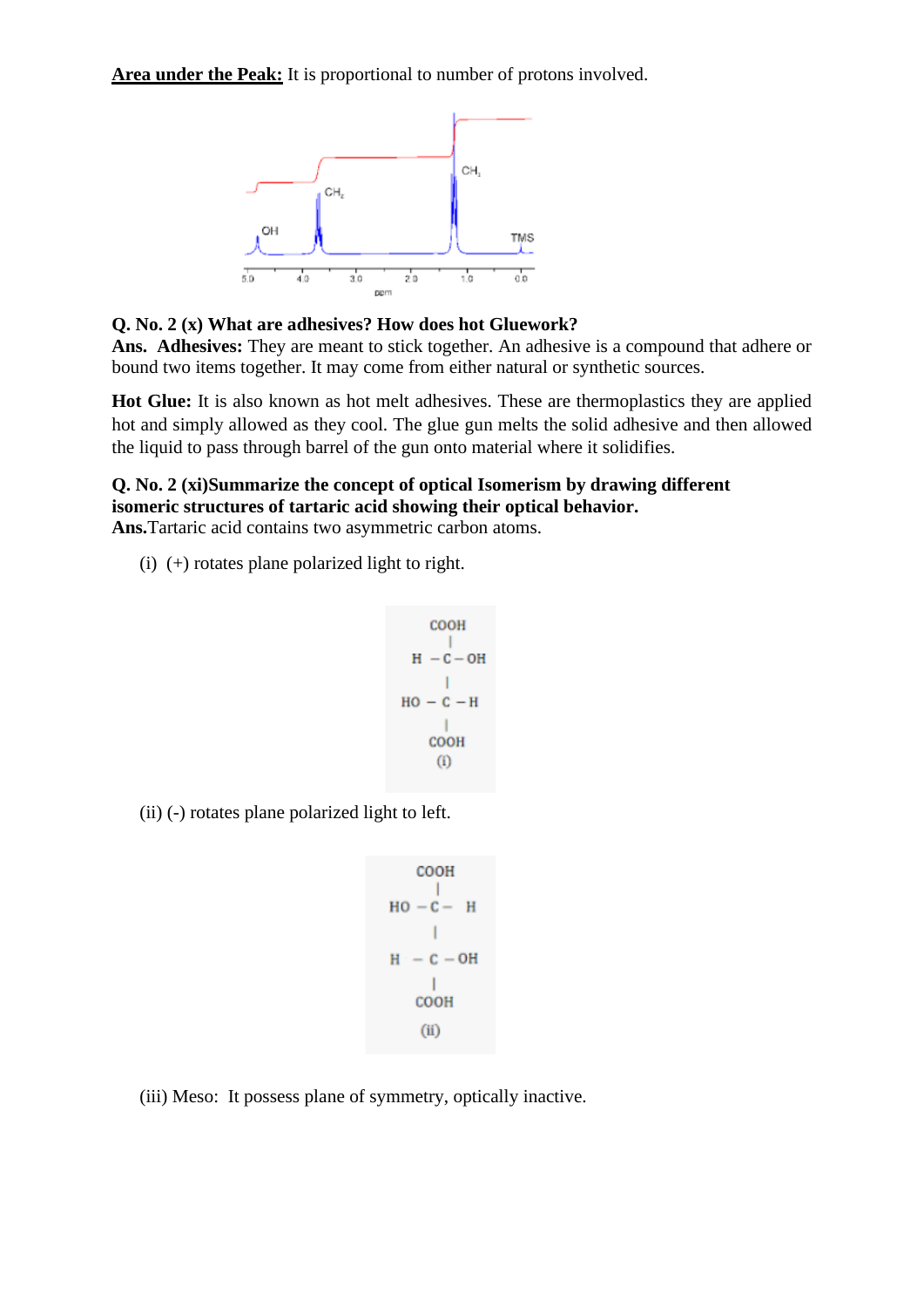**Area under the Peak:** It is proportional to number of protons involved.

**Q. No. 2 (x) What are adhesives? How does hot Gluework?**

**Ans. Adhesives:** They are meant to stick together. An adhesive is a compound that adhere or bound two items together. It may come from either natural or synthetic sources.

**Hot Glue:** It is also known as hot melt adhesives. These are thermoplastics they are applied hot and simply allowed as they cool. The glue gun melts the solid adhesive and then allowed the liquid to pass through barrel of the gun onto material where it solidifies.

**Q. No. 2 (xi)Summarize the concept of optical Isomerism by drawing different isomeric structures of tartaric acid showing their optical behavior.**

**Ans.**Tartaric acid contains two asymmetric carbon atoms.

(i) (+) rotates plane polarized light to right.

```
     COOH
      |
  H - C - OH
      |
 HO - C - H
      |
     COOH
      (i)
```

(ii) (-) rotates plane polarized light to left.

```
     COOH
      |
 HO - C - H
      |
  H - C - OH
      |
     COOH
     (ii)
```

(iii) Meso: It possess plane of symmetry, optically inactive.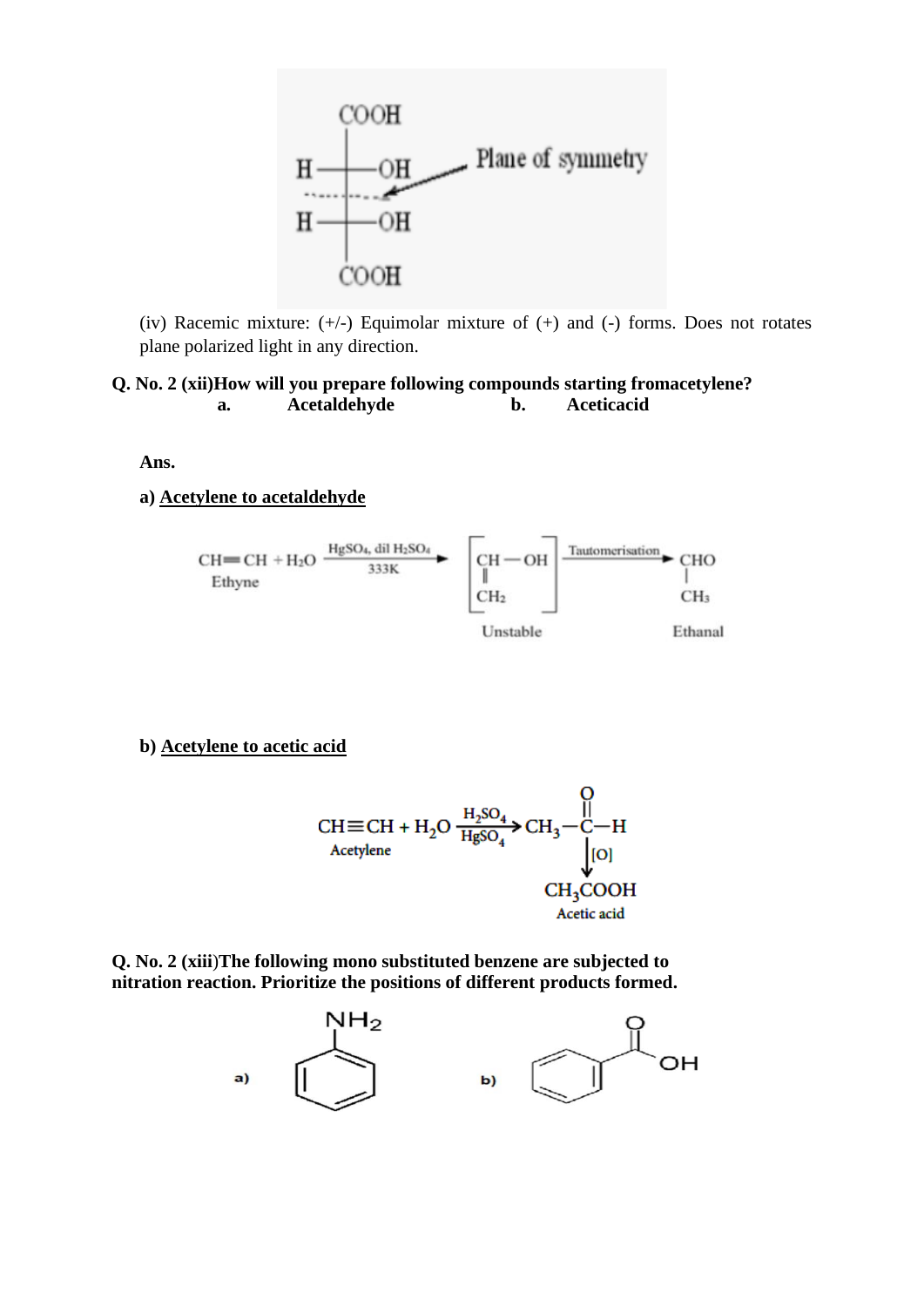(iv) Racemic mixture: (+/-) Equimolar mixture of (+) and (-) forms. Does not rotates plane polarized light in any direction.

**Q. No. 2 (xii)How will you prepare following compounds starting fromacetylene?**

**a. Acetaldehyde b. Aceticacid**

**Ans.**

**a) Acetylene to acetaldehyde**

$$CH \equiv CH + H_2O \xrightarrow[333K]{HgSO_4,\ dil\ H_2SO_4} \left[ \begin{array}{l} CH - OH \\ \| \\ CH_2 \end{array} \right] \xrightarrow{Tautomerisation} \begin{array}{l} CHO \\ | \\ CH_3 \end{array}$$

Ethyne → Unstable → Ethanal

**b) Acetylene to acetic acid**

$$CH \equiv CH + H_2O \xrightarrow[HgSO_4]{H_2SO_4} CH_3 - \overset{\overset{O}{\|}}{C} - H \xrightarrow{[O]} CH_3COOH$$

Acetylene → Acetic acid

**Q. No. 2 (xiii)The following mono substituted benzene are subjected to nitration reaction. Prioritize the positions of different products formed.**

a) (Aniline, $C_6H_5NH_2$) b) (Benzoic acid, $C_6H_5COOH$)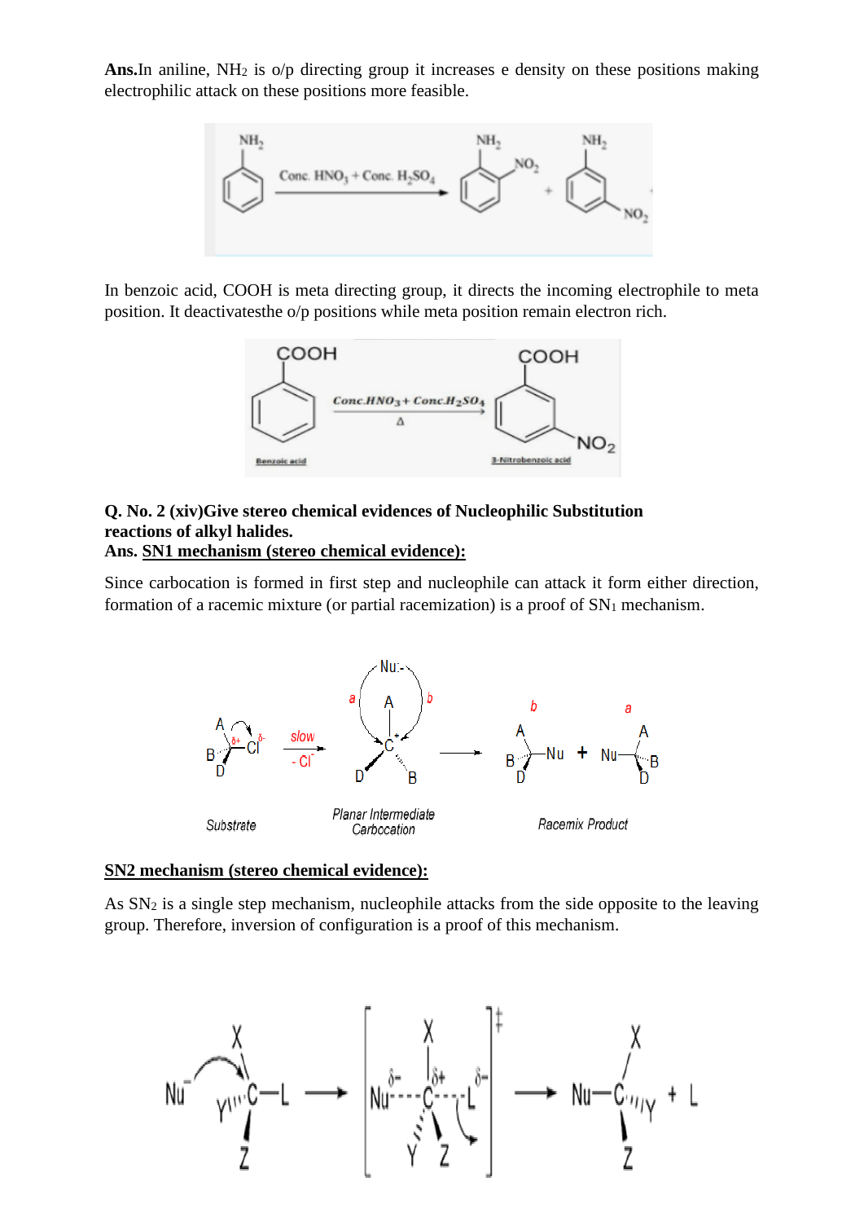**Ans.**In aniline, $NH_2$ is o/p directing group it increases e density on these positions making electrophilic attack on these positions more feasible.

In benzoic acid, COOH is meta directing group, it directs the incoming electrophile to meta position. It deactivatesthe o/p positions while meta position remain electron rich.

**Q. No. 2 (xiv)Give stereo chemical evidences of Nucleophilic Substitution reactions of alkyl halides.**

**Ans. <u>SN1 mechanism (stereo chemical evidence):</u>**

Since carbocation is formed in first step and nucleophile can attack it form either direction, formation of a racemic mixture (or partial racemization) is a proof of $SN_1$ mechanism.

**<u>SN2 mechanism (stereo chemical evidence):</u>**

As $SN_2$ is a single step mechanism, nucleophile attacks from the side opposite to the leaving group. Therefore, inversion of configuration is a proof of this mechanism.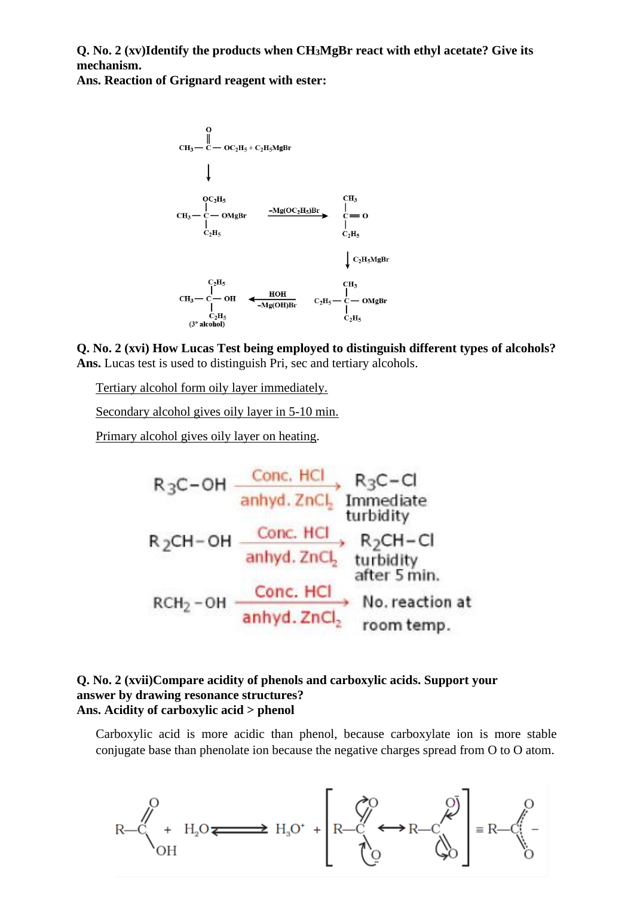**Q. No. 2 (xv)Identify the products when $CH_3MgBr$ react with ethyl acetate? Give its mechanism.**

**Ans. Reaction of Grignard reagent with ester:**

$$CH_3-\overset{\overset{O}{\|}}{C}-OC_2H_5 + C_2H_5MgBr$$

$$\downarrow$$

$$CH_3-\underset{\underset{C_2H_5}{|}}{\overset{\overset{OC_2H_5}{|}}{C}}-OMgBr \xrightarrow{-Mg(OC_2H_5)Br} \underset{\underset{C_2H_5}{|}}{\overset{\overset{CH_3}{|}}{C}}=O$$

$$\downarrow C_2H_5MgBr$$

$$\underset{(3^\circ\ alcohol)}{CH_3-\underset{\underset{C_2H_5}{|}}{\overset{\overset{C_2H_5}{|}}{C}}-OH} \xleftarrow[-Mg(OH)Br]{HOH} C_2H_5-\underset{\underset{C_2H_5}{|}}{\overset{\overset{CH_3}{|}}{C}}-OMgBr$$

**Q. No. 2 (xvi) How Lucas Test being employed to distinguish different types of alcohols?**

**Ans.** Lucas test is used to distinguish Pri, sec and tertiary alcohols.

Tertiary alcohol form oily layer immediately.

Secondary alcohol gives oily layer in 5-10 min.

Primary alcohol gives oily layer on heating.

$$R_3C-OH \xrightarrow[anhyd.\ ZnCl_2]{Conc.\ HCl} R_3C-Cl \text{ Immediate turbidity}$$

$$R_2CH-OH \xrightarrow[anhyd.\ ZnCl_2]{Conc.\ HCl} R_2CH-Cl \text{ turbidity after 5 min.}$$

$$RCH_2-OH \xrightarrow[anhyd.\ ZnCl_2]{Conc.\ HCl} \text{No. reaction at room temp.}$$

**Q. No. 2 (xvii)Compare acidity of phenols and carboxylic acids. Support your answer by drawing resonance structures?**

**Ans. Acidity of carboxylic acid > phenol**

Carboxylic acid is more acidic than phenol, because carboxylate ion is more stable conjugate base than phenolate ion because the negative charges spread from O to O atom.

$$R-C(=O)OH + H_2O \rightleftharpoons H_3O^+ + \left[ R-C(=O)-O^- \longleftrightarrow R-C(-O^-)=O \right] \equiv R-C(\overset{O}{\underset{O}{\vdots}})^-$$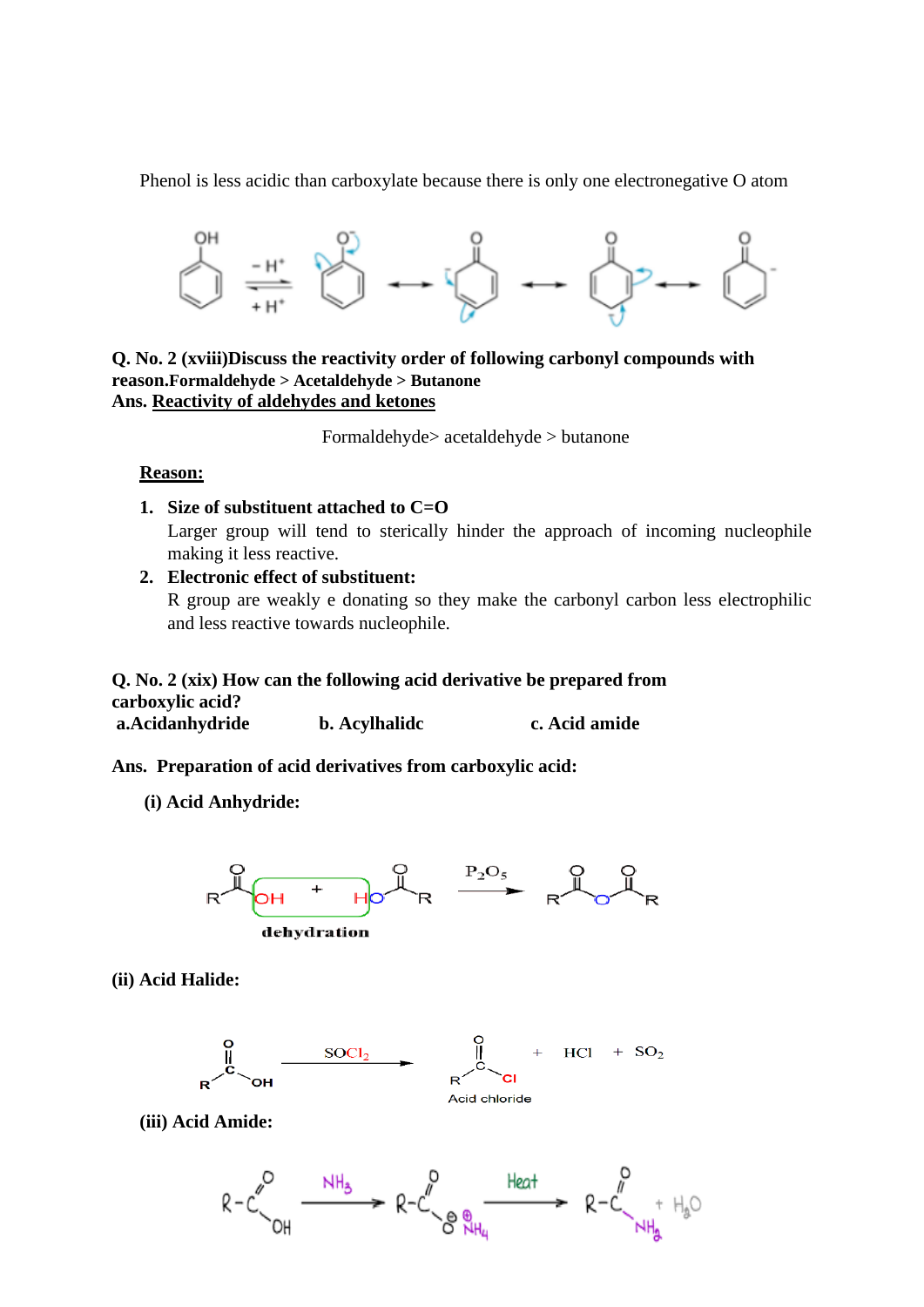Phenol is less acidic than carboxylate because there is only one electronegative O atom

**Q. No. 2 (xviii)Discuss the reactivity order of following carbonyl compounds with reason.Formaldehyde > Acetaldehyde > Butanone**

**Ans. <u>Reactivity of aldehydes and ketones</u>**

Formaldehyde> acetaldehyde > butanone

**<u>Reason:</u>**

1. **Size of substituent attached to C=O**
   Larger group will tend to sterically hinder the approach of incoming nucleophile making it less reactive.
2. **Electronic effect of substituent:**
   R group are weakly e donating so they make the carbonyl carbon less electrophilic and less reactive towards nucleophile.

**Q. No. 2 (xix) How can the following acid derivative be prepared from carboxylic acid?**

**a.Acidanhydride b. Acylhalidc c. Acid amide**

**Ans. Preparation of acid derivatives from carboxylic acid:**

**(i) Acid Anhydride:**

$$RCOOH + HOOCR \xrightarrow{P_2O_5} RCOOCOR$$

dehydration

**(ii) Acid Halide:**

$$RCOOH \xrightarrow{SOCl_2} RCOCl + HCl + SO_2$$

Acid chloride

**(iii) Acid Amide:**

$$R-COOH \xrightarrow{NH_3} R-COO^{\ominus}\,\overset{\oplus}{N}H_4 \xrightarrow{Heat} R-CONH_2 + H_2O$$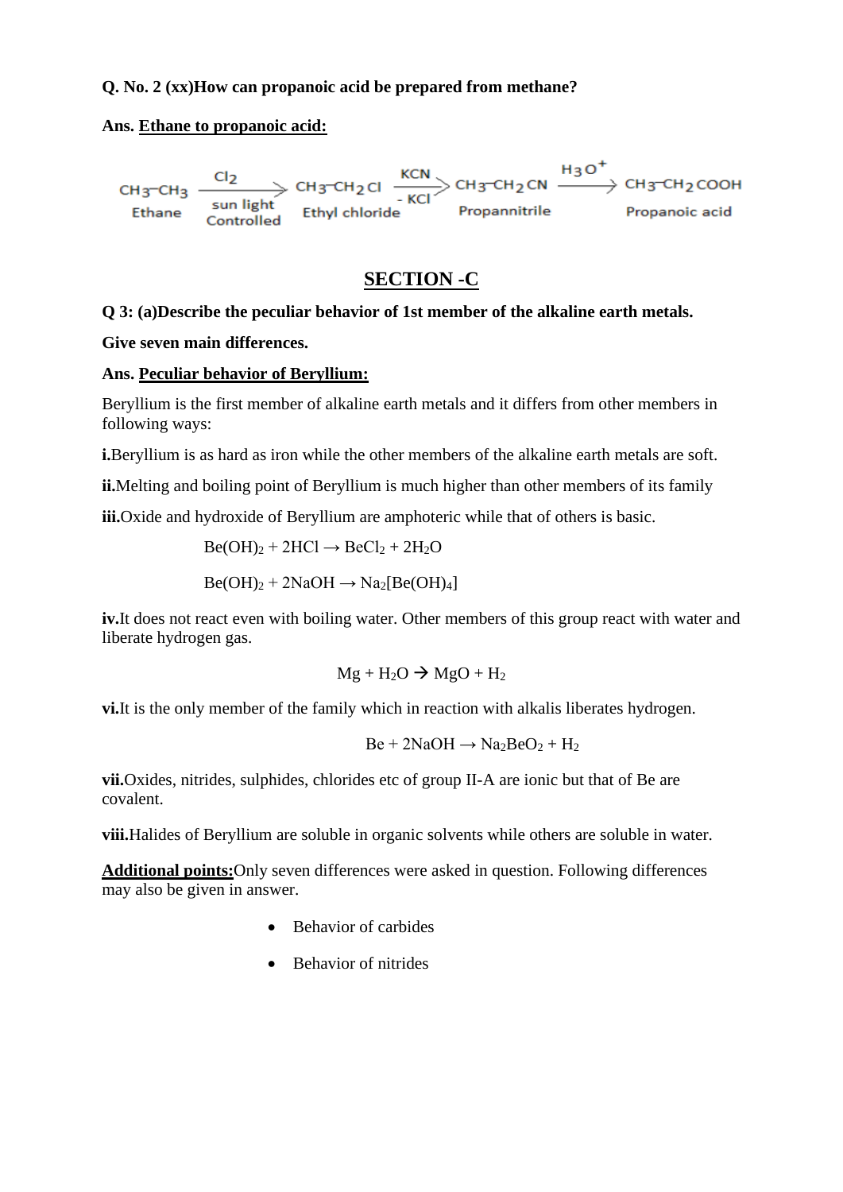**Q. No. 2 (xx)How can propanoic acid be prepared from methane?**

**Ans.** **Ethane to propanoic acid:**

$$\underset{\text{Ethane}}{CH_3-CH_3} \xrightarrow[\text{sun light, Controlled}]{Cl_2} \underset{\text{Ethyl chloride}}{CH_3-CH_2Cl} \xrightarrow[-KCl]{KCN} \underset{\text{Propannitrile}}{CH_3-CH_2CN} \xrightarrow{H_3O^+} \underset{\text{Propanoic acid}}{CH_3-CH_2COOH}$$

## SECTION -C

**Q 3: (a)Describe the peculiar behavior of 1st member of the alkaline earth metals.**

**Give seven main differences.**

**Ans.** **Peculiar behavior of Beryllium:**

Beryllium is the first member of alkaline earth metals and it differs from other members in following ways:

**i.** Beryllium is as hard as iron while the other members of the alkaline earth metals are soft.

**ii.** Melting and boiling point of Beryllium is much higher than other members of its family

**iii.** Oxide and hydroxide of Beryllium are amphoteric while that of others is basic.

$$Be(OH)_2 + 2HCl \rightarrow BeCl_2 + 2H_2O$$

$$Be(OH)_2 + 2NaOH \rightarrow Na_2[Be(OH)_4]$$

**iv.** It does not react even with boiling water. Other members of this group react with water and liberate hydrogen gas.

$$Mg + H_2O \rightarrow MgO + H_2$$

**vi.** It is the only member of the family which in reaction with alkalis liberates hydrogen.

$$Be + 2NaOH \rightarrow Na_2BeO_2 + H_2$$

**vii.** Oxides, nitrides, sulphides, chlorides etc of group II-A are ionic but that of Be are covalent.

**viii.** Halides of Beryllium are soluble in organic solvents while others are soluble in water.

**Additional points:** Only seven differences were asked in question. Following differences may also be given in answer.

- Behavior of carbides
- Behavior of nitrides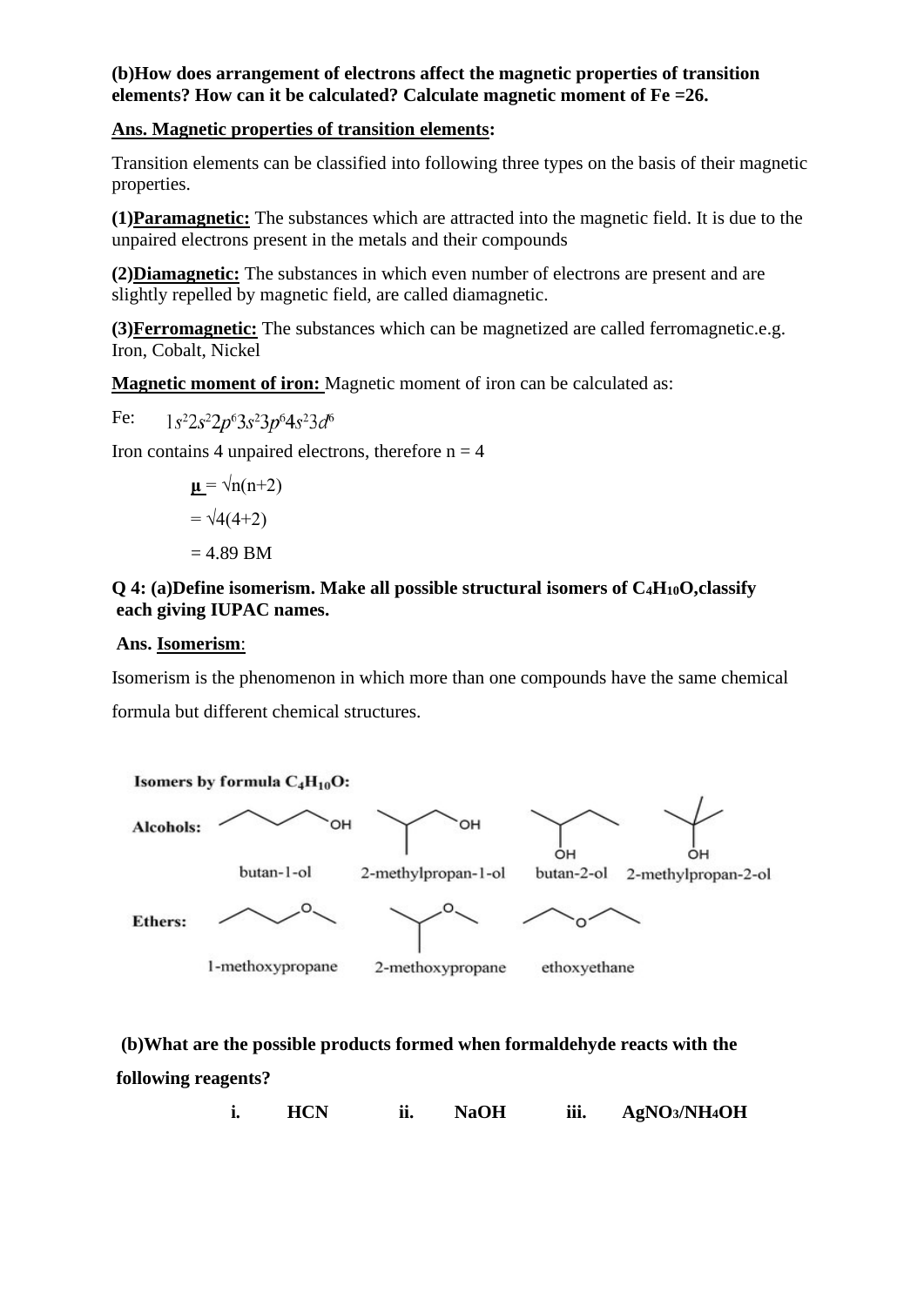**(b)How does arrangement of electrons affect the magnetic properties of transition elements? How can it be calculated? Calculate magnetic moment of Fe =26.**

**Ans. <u>Magnetic properties of transition elements</u>:**

Transition elements can be classified into following three types on the basis of their magnetic properties.

**(1)<u>Paramagnetic:</u>** The substances which are attracted into the magnetic field. It is due to the unpaired electrons present in the metals and their compounds

**(2)<u>Diamagnetic:</u>** The substances in which even number of electrons are present and are slightly repelled by magnetic field, are called diamagnetic.

**(3)<u>Ferromagnetic:</u>** The substances which can be magnetized are called ferromagnetic.e.g. Iron, Cobalt, Nickel

**<u>Magnetic moment of iron:</u>** Magnetic moment of iron can be calculated as:

Fe: $1s^2 2s^2 2p^6 3s^2 3p^6 4s^2 3d^6$

Iron contains 4 unpaired electrons, therefore n = 4

$\mu = \sqrt{n(n+2)}$

$= \sqrt{4(4+2)}$

$= 4.89$ BM

**Q 4: (a)Define isomerism. Make all possible structural isomers of $C_4H_{10}O$,classify each giving IUPAC names.**

**Ans. <u>Isomerism</u>:**

Isomerism is the phenomenon in which more than one compounds have the same chemical formula but different chemical structures.

**Isomers by formula $C_4H_{10}O$:**

**Alcohols:** butan-1-ol, 2-methylpropan-1-ol, butan-2-ol, 2-methylpropan-2-ol

**Ethers:** 1-methoxypropane, 2-methoxypropane, ethoxyethane

**(b)What are the possible products formed when formaldehyde reacts with the following reagents?**

**i.** **HCN** **ii.** **NaOH** **iii.** **$AgNO_3/NH_4OH$**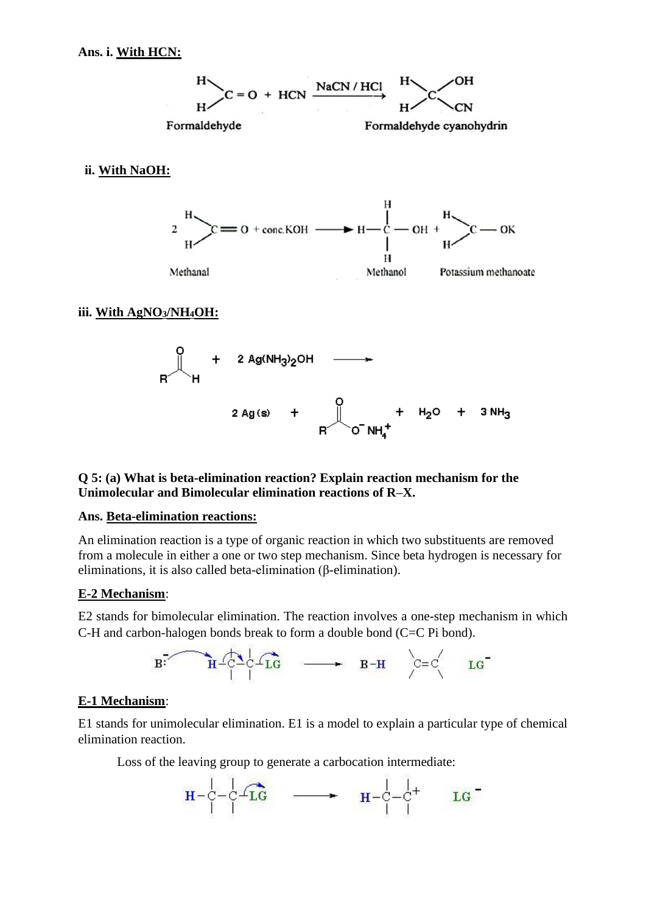**Ans. i. With HCN:**

$$\text{HCHO (Formaldehyde)} + HCN \xrightarrow{NaCN / HCl} H_2C(OH)(CN) \text{ (Formaldehyde cyanohydrin)}$$

**ii. With NaOH:**

$$2\,HCHO \text{ (Methanal)} + \text{conc.}\,KOH \longrightarrow H_3C{-}OH \text{ (Methanol)} + HCOOK \text{ (Potassium methanoate)}$$

**iii. With $AgNO_3/NH_4OH$:**

$$RCHO + 2\,Ag(NH_3)_2OH \longrightarrow 2\,Ag(s) + RCOO^-NH_4^+ + H_2O + 3\,NH_3$$

**Q 5: (a) What is beta-elimination reaction? Explain reaction mechanism for the Unimolecular and Bimolecular elimination reactions of R–X.**

**Ans. Beta-elimination reactions:**

An elimination reaction is a type of organic reaction in which two substituents are removed from a molecule in either a one or two step mechanism. Since beta hydrogen is necessary for eliminations, it is also called beta-elimination (β-elimination).

**E-2 Mechanism**:

E2 stands for bimolecular elimination. The reaction involves a one-step mechanism in which C-H and carbon-halogen bonds break to form a double bond (C=C Pi bond).

$$B:^- + H{-}C{-}C{-}LG \longrightarrow B{-}H + C{=}C + LG^-$$

**E-1 Mechanism**:

E1 stands for unimolecular elimination. E1 is a model to explain a particular type of chemical elimination reaction.

Loss of the leaving group to generate a carbocation intermediate:

$$H{-}C{-}C{-}LG \longrightarrow H{-}C{-}C^+ + LG^-$$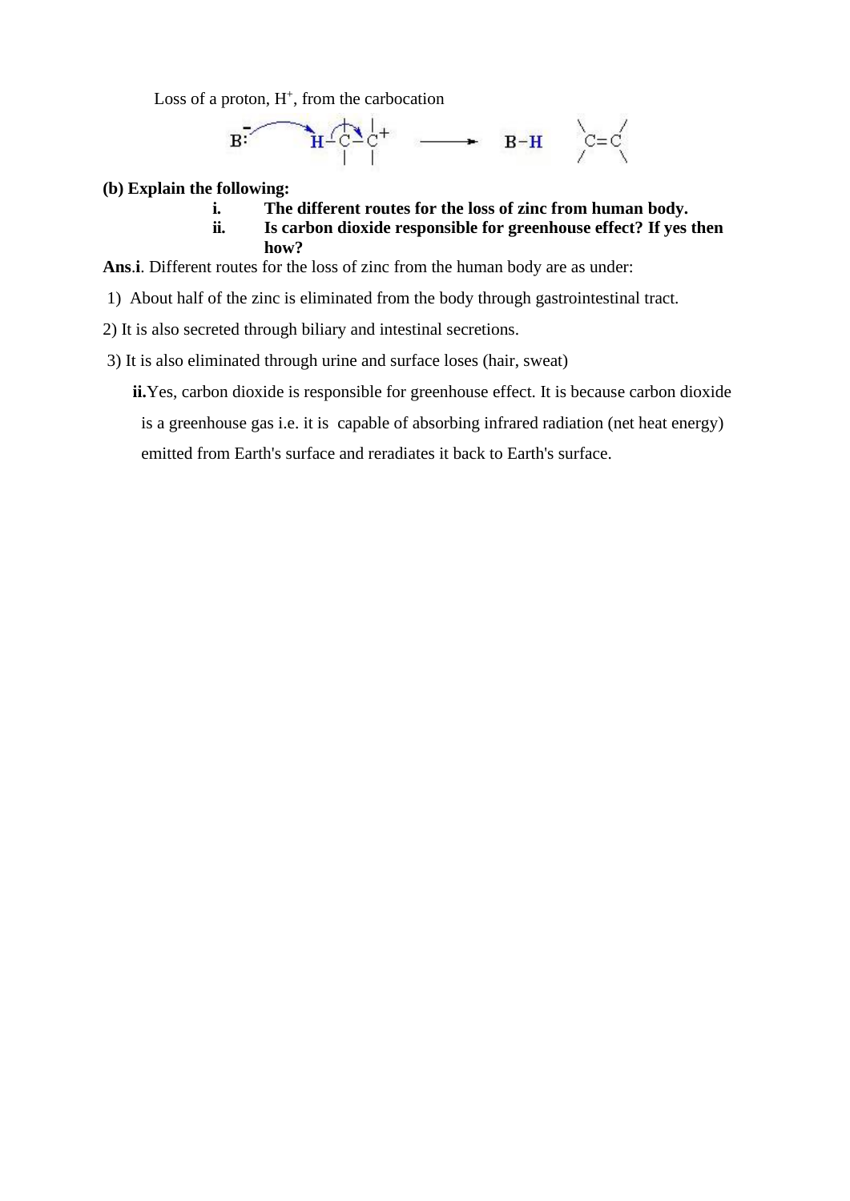Loss of a proton, $H^+$, from the carbocation

$$B^{-}: \;\; H-\overset{|}{\underset{|}{C}}-\overset{|}{\underset{|}{C^+}} \longrightarrow B-H \;\; >C=C<$$

**(b) Explain the following:**

- **i. The different routes for the loss of zinc from human body.**
- **ii. Is carbon dioxide responsible for greenhouse effect? If yes then how?**

**Ans.i**. Different routes for the loss of zinc from the human body are as under:

1) About half of the zinc is eliminated from the body through gastrointestinal tract.

2) It is also secreted through biliary and intestinal secretions.

3) It is also eliminated through urine and surface loses (hair, sweat)

**ii.** Yes, carbon dioxide is responsible for greenhouse effect. It is because carbon dioxide is a greenhouse gas i.e. it is capable of absorbing infrared radiation (net heat energy) emitted from Earth's surface and reradiates it back to Earth's surface.